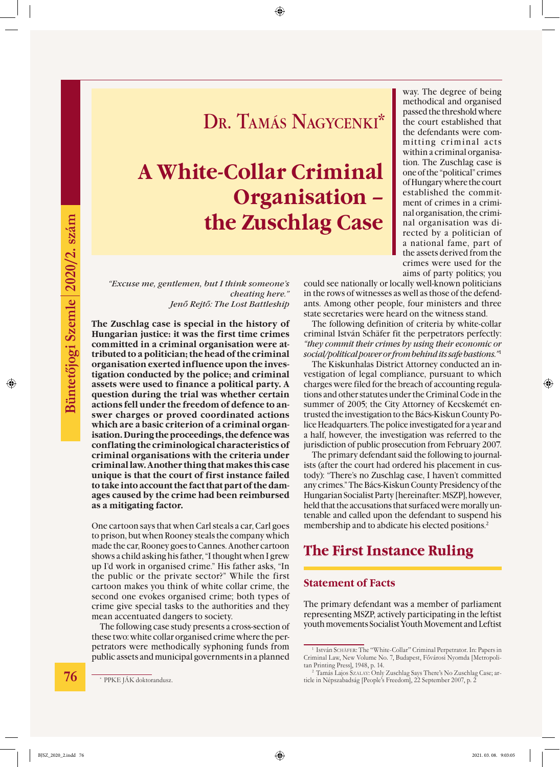# Dr. Tamás Nagycenki*

# A White-Collar Criminal Organisation – the Zuschlag Case

*"Excuse me, gentlemen, but I think someone's cheating here."*
*Jenő Rejtő: The Lost Battleship*

**The Zuschlag case is special in the history of Hungarian justice: it was the first time crimes committed in a criminal organisation were attributed to a politician; the head of the criminal organisation exerted influence upon the investigation conducted by the police; and criminal assets were used to finance a political party. A question during the trial was whether certain actions fell under the freedom of defence to answer charges or proved coordinated actions which are a basic criterion of a criminal organisation. During the proceedings, the defence was conflating the criminological characteristics of criminal organisations with the criteria under criminal law. Another thing that makes this case unique is that the court of first instance failed to take into account the fact that part of the damages caused by the crime had been reimbursed as a mitigating factor.**

One cartoon says that when Carl steals a car, Carl goes to prison, but when Rooney steals the company which made the car, Rooney goes to Cannes. Another cartoon shows a child asking his father, "I thought when I grew up I'd work in organised crime." His father asks, "In the public or the private sector?" While the first cartoon makes you think of white collar crime, the second one evokes organised crime; both types of crime give special tasks to the authorities and they mean accentuated dangers to society.

The following case study presents a cross-section of these two: white collar organised crime where the perpetrators were methodically syphoning funds from public assets and municipal governments in a planned way. The degree of being methodical and organised passed the threshold where the court established that the defendants were committing criminal acts within a criminal organisation. The Zuschlag case is one of the "political" crimes of Hungary where the court established the commitment of crimes in a criminal organisation, the criminal organisation was directed by a politician of a national fame, part of the assets derived from the crimes were used for the aims of party politics; you could see nationally or locally well-known politicians in the rows of witnesses as well as those of the defendants. Among other people, four ministers and three state secretaries were heard on the witness stand.

The following definition of criteria by white-collar criminal István Schäfer fit the perpetrators perfectly: *"they commit their crimes by using their economic or social/political power or from behind its safe bastions."*[1]

The Kiskunhalas District Attorney conducted an investigation of legal compliance, pursuant to which charges were filed for the breach of accounting regulations and other statutes under the Criminal Code in the summer of 2005; the City Attorney of Kecskemét entrusted the investigation to the Bács-Kiskun County Police Headquarters. The police investigated for a year and a half, however, the investigation was referred to the jurisdiction of public prosecution from February 2007.

The primary defendant said the following to journalists (after the court had ordered his placement in custody): "There's no Zuschlag case, I haven't committed any crimes." The Bács-Kiskun County Presidency of the Hungarian Socialist Party [hereinafter: MSZP], however, held that the accusations that surfaced were morally untenable and called upon the defendant to suspend his membership and to abdicate his elected positions.[2]

## The First Instance Ruling

### Statement of Facts

The primary defendant was a member of parliament representing MSZP, actively participating in the leftist youth movements Socialist Youth Movement and Leftist

---

\* PPKE JÁK doktorandusz.

[1] István Schäfer: The "White-Collar" Criminal Perpetrator. In: Papers in Criminal Law, New Volume No. 7, Budapest, Fővárosi Nyomda [Metropolitan Printing Press], 1948, p. 14.

[2] Tamás Lajos Szalay: Only Zuschlag Says There's No Zuschlag Case; article in Népszabadság [People's Freedom], 22 September 2007, p. 2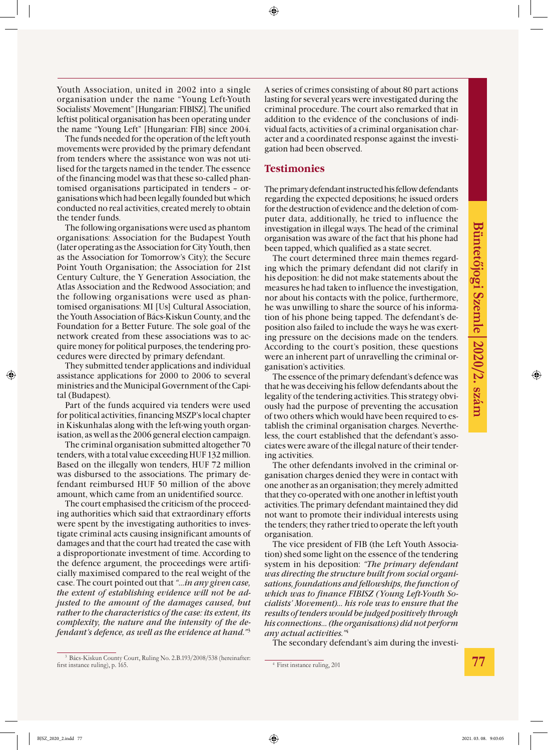Youth Association, united in 2002 into a single organisation under the name "Young Left-Youth Socialists' Movement" [Hungarian: FIBISZ]. The unified leftist political organisation has been operating under the name "Young Left" [Hungarian: FIB] since 2004.

The funds needed for the operation of the left youth movements were provided by the primary defendant from tenders where the assistance won was not utilised for the targets named in the tender. The essence of the financing model was that these so-called phantomised organisations participated in tenders – organisations which had been legally founded but which conducted no real activities, created merely to obtain the tender funds.

The following organisations were used as phantom organisations: Association for the Budapest Youth (later operating as the Association for City Youth, then as the Association for Tomorrow's City); the Secure Point Youth Organisation; the Association for 21st Century Culture, the Y Generation Association, the Atlas Association and the Redwood Association; and the following organisations were used as phantomised organisations: MI [Us] Cultural Association, the Youth Association of Bács-Kiskun County, and the Foundation for a Better Future. The sole goal of the network created from these associations was to acquire money for political purposes, the tendering procedures were directed by primary defendant.

They submitted tender applications and individual assistance applications for 2000 to 2006 to several ministries and the Municipal Government of the Capital (Budapest).

Part of the funds acquired via tenders were used for political activities, financing MSZP's local chapter in Kiskunhalas along with the left-wing youth organisation, as well as the 2006 general election campaign.

The criminal organisation submitted altogether 70 tenders, with a total value exceeding HUF 132 million. Based on the illegally won tenders, HUF 72 million was disbursed to the associations. The primary defendant reimbursed HUF 50 million of the above amount, which came from an unidentified source.

The court emphasised the criticism of the proceeding authorities which said that extraordinary efforts were spent by the investigating authorities to investigate criminal acts causing insignificant amounts of damages and that the court had treated the case with a disproportionate investment of time. According to the defence argument, the proceedings were artificially maximised compared to the real weight of the case. The court pointed out that *"...in any given case, the extent of establishing evidence will not be adjusted to the amount of the damages caused, but rather to the characteristics of the case: its extent, its complexity, the nature and the intensity of the defendant's defence, as well as the evidence at hand."*[3]

A series of crimes consisting of about 80 part actions lasting for several years were investigated during the criminal procedure. The court also remarked that in addition to the evidence of the conclusions of individual facts, activities of a criminal organisation character and a coordinated response against the investigation had been observed.

## Testimonies

The primary defendant instructed his fellow defendants regarding the expected depositions; he issued orders for the destruction of evidence and the deletion of computer data, additionally, he tried to influence the investigation in illegal ways. The head of the criminal organisation was aware of the fact that his phone had been tapped, which qualified as a state secret.

The court determined three main themes regarding which the primary defendant did not clarify in his deposition: he did not make statements about the measures he had taken to influence the investigation, nor about his contacts with the police, furthermore, he was unwilling to share the source of his information of his phone being tapped. The defendant's deposition also failed to include the ways he was exerting pressure on the decisions made on the tenders. According to the court's position, these questions were an inherent part of unravelling the criminal organisation's activities.

The essence of the primary defendant's defence was that he was deceiving his fellow defendants about the legality of the tendering activities. This strategy obviously had the purpose of preventing the accusation of two others which would have been required to establish the criminal organisation charges. Nevertheless, the court established that the defendant's associates were aware of the illegal nature of their tendering activities.

The other defendants involved in the criminal organisation charges denied they were in contact with one another as an organisation; they merely admitted that they co-operated with one another in leftist youth activities. The primary defendant maintained they did not want to promote their individual interests using the tenders; they rather tried to operate the left youth organisation.

The vice president of FIB (the Left Youth Association) shed some light on the essence of the tendering system in his deposition: *"The primary defendant was directing the structure built from social organisations, foundations and fellowships, the function of which was to finance FIBISZ (Young Left-Youth Socialists' Movement)... his role was to ensure that the results of tenders would be judged positively through his connections... (the organisations) did not perform any actual activities."*[4]

The secondary defendant's aim during the investi-

---

[3] Bács-Kiskun County Court, Ruling No. 2.B.193/2008/538 (hereinafter: first instance ruling), p. 165.

[4] First instance ruling, 201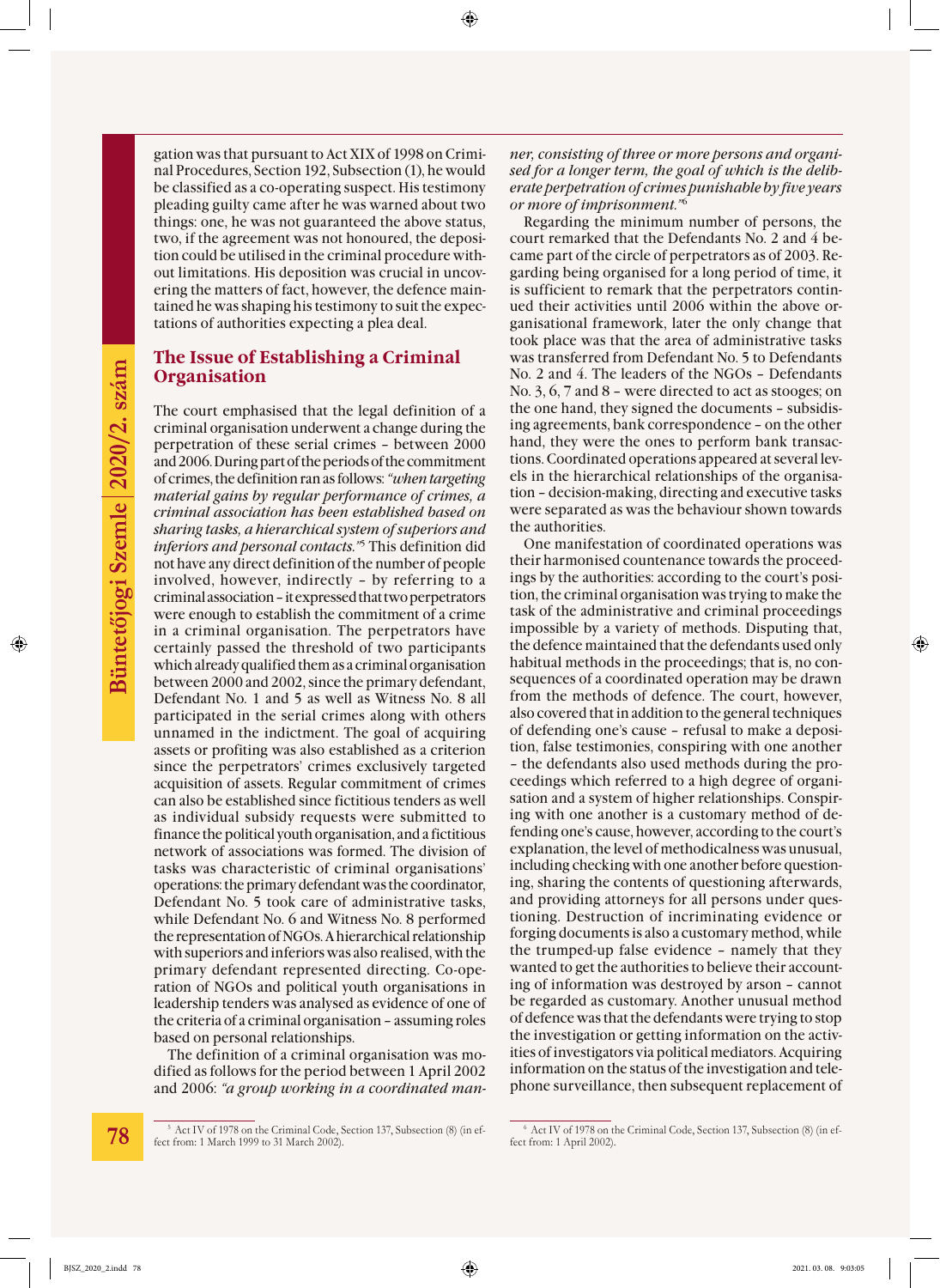gation was that pursuant to Act XIX of 1998 on Criminal Procedures, Section 192, Subsection (1), he would be classified as a co-operating suspect. His testimony pleading guilty came after he was warned about two things: one, he was not guaranteed the above status, two, if the agreement was not honoured, the deposition could be utilised in the criminal procedure without limitations. His deposition was crucial in uncovering the matters of fact, however, the defence maintained he was shaping his testimony to suit the expectations of authorities expecting a plea deal.

## The Issue of Establishing a Criminal Organisation

The court emphasised that the legal definition of a criminal organisation underwent a change during the perpetration of these serial crimes – between 2000 and 2006. During part of the periods of the commitment of crimes, the definition ran as follows: *"when targeting material gains by regular performance of crimes, a criminal association has been established based on sharing tasks, a hierarchical system of superiors and inferiors and personal contacts."*[5] This definition did not have any direct definition of the number of people involved, however, indirectly – by referring to a criminal association – it expressed that two perpetrators were enough to establish the commitment of a crime in a criminal organisation. The perpetrators have certainly passed the threshold of two participants which already qualified them as a criminal organisation between 2000 and 2002, since the primary defendant, Defendant No. 1 and 5 as well as Witness No. 8 all participated in the serial crimes along with others unnamed in the indictment. The goal of acquiring assets or profiting was also established as a criterion since the perpetrators' crimes exclusively targeted acquisition of assets. Regular commitment of crimes can also be established since fictitious tenders as well as individual subsidy requests were submitted to finance the political youth organisation, and a fictitious network of associations was formed. The division of tasks was characteristic of criminal organisations' operations: the primary defendant was the coordinator, Defendant No. 5 took care of administrative tasks, while Defendant No. 6 and Witness No. 8 performed the representation of NGOs. A hierarchical relationship with superiors and inferiors was also realised, with the primary defendant represented directing. Co-operation of NGOs and political youth organisations in leadership tenders was analysed as evidence of one of the criteria of a criminal organisation – assuming roles based on personal relationships.

The definition of a criminal organisation was modified as follows for the period between 1 April 2002 and 2006: *"a group working in a coordinated manner, consisting of three or more persons and organised for a longer term, the goal of which is the deliberate perpetration of crimes punishable by five years or more of imprisonment."*[6]

Regarding the minimum number of persons, the court remarked that the Defendants No. 2 and 4 became part of the circle of perpetrators as of 2003. Regarding being organised for a long period of time, it is sufficient to remark that the perpetrators continued their activities until 2006 within the above organisational framework, later the only change that took place was that the area of administrative tasks was transferred from Defendant No. 5 to Defendants No. 2 and 4. The leaders of the NGOs – Defendants No. 3, 6, 7 and 8 – were directed to act as stooges; on the one hand, they signed the documents – subsidising agreements, bank correspondence – on the other hand, they were the ones to perform bank transactions. Coordinated operations appeared at several levels in the hierarchical relationships of the organisation – decision-making, directing and executive tasks were separated as was the behaviour shown towards the authorities.

One manifestation of coordinated operations was their harmonised countenance towards the proceedings by the authorities: according to the court's position, the criminal organisation was trying to make the task of the administrative and criminal proceedings impossible by a variety of methods. Disputing that, the defence maintained that the defendants used only habitual methods in the proceedings; that is, no consequences of a coordinated operation may be drawn from the methods of defence. The court, however, also covered that in addition to the general techniques of defending one's cause – refusal to make a deposition, false testimonies, conspiring with one another – the defendants also used methods during the proceedings which referred to a high degree of organisation and a system of higher relationships. Conspiring with one another is a customary method of defending one's cause, however, according to the court's explanation, the level of methodicalness was unusual, including checking with one another before questioning, sharing the contents of questioning afterwards, and providing attorneys for all persons under questioning. Destruction of incriminating evidence or forging documents is also a customary method, while the trumped-up false evidence – namely that they wanted to get the authorities to believe their accounting of information was destroyed by arson – cannot be regarded as customary. Another unusual method of defence was that the defendants were trying to stop the investigation or getting information on the activities of investigators via political mediators. Acquiring information on the status of the investigation and telephone surveillance, then subsequent replacement of

---

[5] Act IV of 1978 on the Criminal Code, Section 137, Subsection (8) (in effect from: 1 March 1999 to 31 March 2002).

[6] Act IV of 1978 on the Criminal Code, Section 137, Subsection (8) (in effect from: 1 April 2002).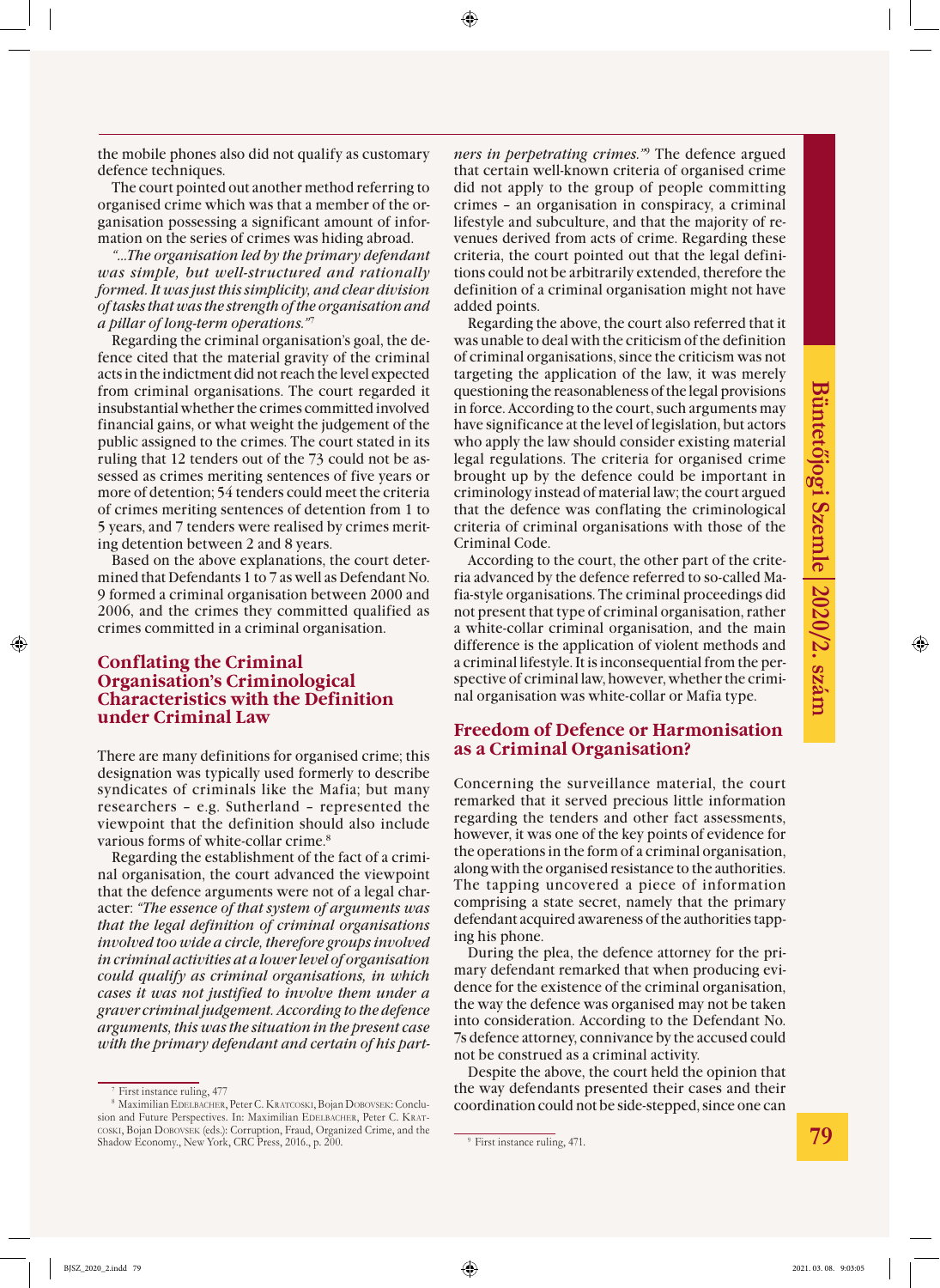the mobile phones also did not qualify as customary defence techniques.

The court pointed out another method referring to organised crime which was that a member of the organisation possessing a significant amount of information on the series of crimes was hiding abroad.

*"...The organisation led by the primary defendant was simple, but well-structured and rationally formed. It was just this simplicity, and clear division of tasks that was the strength of the organisation and a pillar of long-term operations."*[7]

Regarding the criminal organisation's goal, the defence cited that the material gravity of the criminal acts in the indictment did not reach the level expected from criminal organisations. The court regarded it insubstantial whether the crimes committed involved financial gains, or what weight the judgement of the public assigned to the crimes. The court stated in its ruling that 12 tenders out of the 73 could not be assessed as crimes meriting sentences of five years or more of detention; 54 tenders could meet the criteria of crimes meriting sentences of detention from 1 to 5 years, and 7 tenders were realised by crimes meriting detention between 2 and 8 years.

Based on the above explanations, the court determined that Defendants 1 to 7 as well as Defendant No. 9 formed a criminal organisation between 2000 and 2006, and the crimes they committed qualified as crimes committed in a criminal organisation.

## Conflating the Criminal Organisation's Criminological Characteristics with the Definition under Criminal Law

There are many definitions for organised crime; this designation was typically used formerly to describe syndicates of criminals like the Mafia; but many researchers – e.g. Sutherland – represented the viewpoint that the definition should also include various forms of white-collar crime.[8]

Regarding the establishment of the fact of a criminal organisation, the court advanced the viewpoint that the defence arguments were not of a legal character: *"The essence of that system of arguments was that the legal definition of criminal organisations involved too wide a circle, therefore groups involved in criminal activities at a lower level of organisation could qualify as criminal organisations, in which cases it was not justified to involve them under a graver criminal judgement. According to the defence arguments, this was the situation in the present case with the primary defendant and certain of his partners in perpetrating crimes."*[9] The defence argued that certain well-known criteria of organised crime did not apply to the group of people committing crimes – an organisation in conspiracy, a criminal lifestyle and subculture, and that the majority of revenues derived from acts of crime. Regarding these criteria, the court pointed out that the legal definitions could not be arbitrarily extended, therefore the definition of a criminal organisation might not have added points.

Regarding the above, the court also referred that it was unable to deal with the criticism of the definition of criminal organisations, since the criticism was not targeting the application of the law, it was merely questioning the reasonableness of the legal provisions in force. According to the court, such arguments may have significance at the level of legislation, but actors who apply the law should consider existing material legal regulations. The criteria for organised crime brought up by the defence could be important in criminology instead of material law; the court argued that the defence was conflating the criminological criteria of criminal organisations with those of the Criminal Code.

According to the court, the other part of the criteria advanced by the defence referred to so-called Mafia-style organisations. The criminal proceedings did not present that type of criminal organisation, rather a white-collar criminal organisation, and the main difference is the application of violent methods and a criminal lifestyle. It is inconsequential from the perspective of criminal law, however, whether the criminal organisation was white-collar or Mafia type.

## Freedom of Defence or Harmonisation as a Criminal Organisation?

Concerning the surveillance material, the court remarked that it served precious little information regarding the tenders and other fact assessments, however, it was one of the key points of evidence for the operations in the form of a criminal organisation, along with the organised resistance to the authorities. The tapping uncovered a piece of information comprising a state secret, namely that the primary defendant acquired awareness of the authorities tapping his phone.

During the plea, the defence attorney for the primary defendant remarked that when producing evidence for the existence of the criminal organisation, the way the defence was organised may not be taken into consideration. According to the Defendant No. 7s defence attorney, connivance by the accused could not be construed as a criminal activity.

Despite the above, the court held the opinion that the way defendants presented their cases and their coordination could not be side-stepped, since one can

---

[7] First instance ruling, 477

[8] Maximilian Edelbacher, Peter C. Kratcoski, Bojan Dobovsek: Conclusion and Future Perspectives. In: Maximilian Edelbacher, Peter C. Kratcoski, Bojan Dobovsek (eds.): Corruption, Fraud, Organized Crime, and the Shadow Economy., New York, CRC Press, 2016., p. 200.

[9] First instance ruling, 471.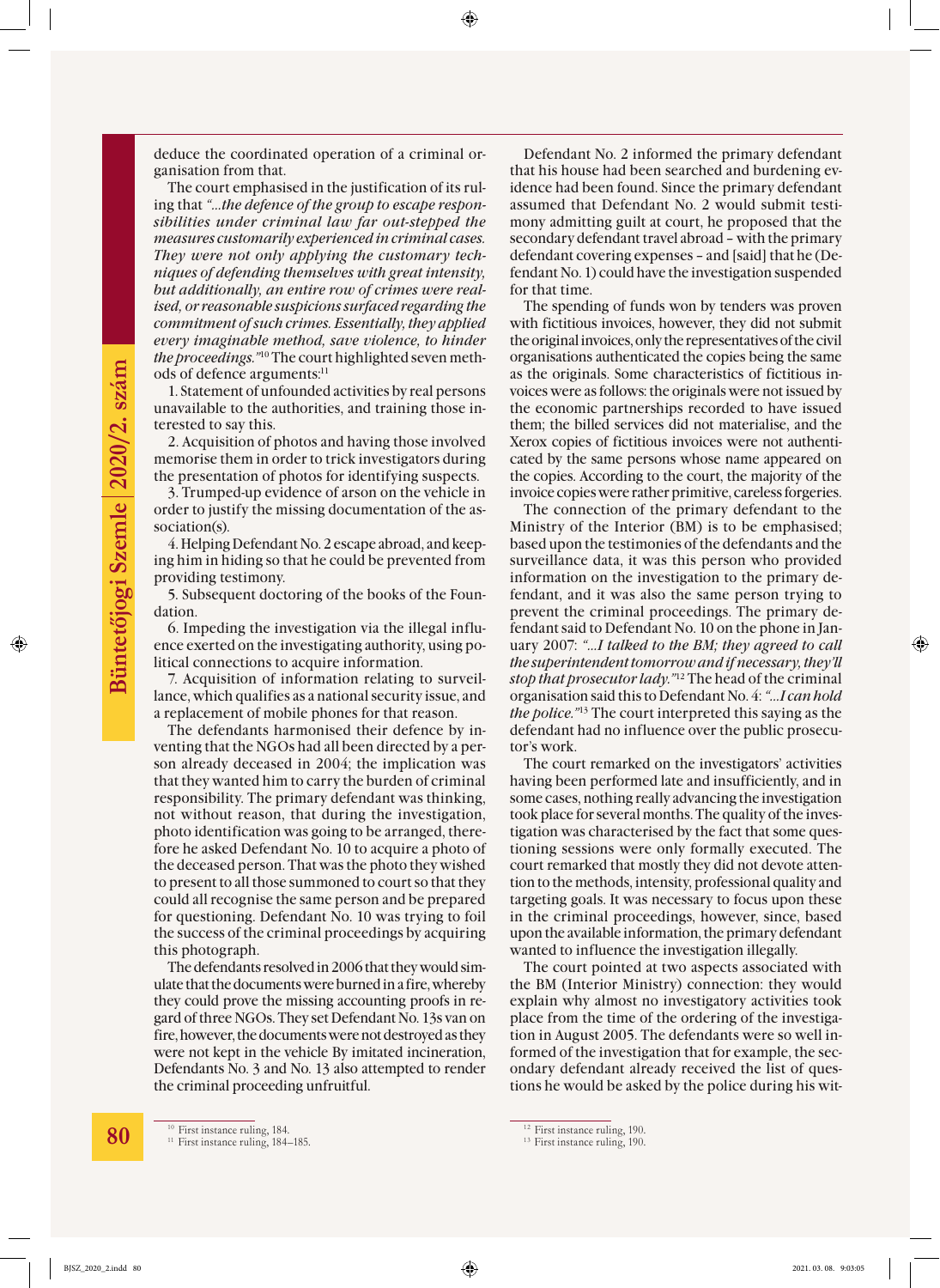deduce the coordinated operation of a criminal organisation from that.

The court emphasised in the justification of its ruling that *"...the defence of the group to escape responsibilities under criminal law far out-stepped the measures customarily experienced in criminal cases. They were not only applying the customary techniques of defending themselves with great intensity, but additionally, an entire row of crimes were realised, or reasonable suspicions surfaced regarding the commitment of such crimes. Essentially, they applied every imaginable method, save violence, to hinder the proceedings."*[10] The court highlighted seven methods of defence arguments:[11]

1. Statement of unfounded activities by real persons unavailable to the authorities, and training those interested to say this.

2. Acquisition of photos and having those involved memorise them in order to trick investigators during the presentation of photos for identifying suspects.

3. Trumped-up evidence of arson on the vehicle in order to justify the missing documentation of the association(s).

4. Helping Defendant No. 2 escape abroad, and keeping him in hiding so that he could be prevented from providing testimony.

5. Subsequent doctoring of the books of the Foundation.

6. Impeding the investigation via the illegal influence exerted on the investigating authority, using political connections to acquire information.

7. Acquisition of information relating to surveillance, which qualifies as a national security issue, and a replacement of mobile phones for that reason.

The defendants harmonised their defence by inventing that the NGOs had all been directed by a person already deceased in 2004; the implication was that they wanted him to carry the burden of criminal responsibility. The primary defendant was thinking, not without reason, that during the investigation, photo identification was going to be arranged, therefore he asked Defendant No. 10 to acquire a photo of the deceased person. That was the photo they wished to present to all those summoned to court so that they could all recognise the same person and be prepared for questioning. Defendant No. 10 was trying to foil the success of the criminal proceedings by acquiring this photograph.

The defendants resolved in 2006 that they would simulate that the documents were burned in a fire, whereby they could prove the missing accounting proofs in regard of three NGOs. They set Defendant No. 13s van on fire, however, the documents were not destroyed as they were not kept in the vehicle By imitated incineration, Defendants No. 3 and No. 13 also attempted to render the criminal proceeding unfruitful.

Defendant No. 2 informed the primary defendant that his house had been searched and burdening evidence had been found. Since the primary defendant assumed that Defendant No. 2 would submit testimony admitting guilt at court, he proposed that the secondary defendant travel abroad – with the primary defendant covering expenses – and [said] that he (Defendant No. 1) could have the investigation suspended for that time.

The spending of funds won by tenders was proven with fictitious invoices, however, they did not submit the original invoices, only the representatives of the civil organisations authenticated the copies being the same as the originals. Some characteristics of fictitious invoices were as follows: the originals were not issued by the economic partnerships recorded to have issued them; the billed services did not materialise, and the Xerox copies of fictitious invoices were not authenticated by the same persons whose name appeared on the copies. According to the court, the majority of the invoice copies were rather primitive, careless forgeries.

The connection of the primary defendant to the Ministry of the Interior (BM) is to be emphasised; based upon the testimonies of the defendants and the surveillance data, it was this person who provided information on the investigation to the primary defendant, and it was also the same person trying to prevent the criminal proceedings. The primary defendant said to Defendant No. 10 on the phone in January 2007: *"...I talked to the BM; they agreed to call the superintendent tomorrow and if necessary, they'll stop that prosecutor lady."*[12] The head of the criminal organisation said this to Defendant No. 4: *"...I can hold the police."*[13] The court interpreted this saying as the defendant had no influence over the public prosecutor's work.

The court remarked on the investigators' activities having been performed late and insufficiently, and in some cases, nothing really advancing the investigation took place for several months. The quality of the investigation was characterised by the fact that some questioning sessions were only formally executed. The court remarked that mostly they did not devote attention to the methods, intensity, professional quality and targeting goals. It was necessary to focus upon these in the criminal proceedings, however, since, based upon the available information, the primary defendant wanted to influence the investigation illegally.

The court pointed at two aspects associated with the BM (Interior Ministry) connection: they would explain why almost no investigatory activities took place from the time of the ordering of the investigation in August 2005. The defendants were so well informed of the investigation that for example, the secondary defendant already received the list of questions he would be asked by the police during his wit-

[10] First instance ruling, 184.

[11] First instance ruling, 184–185.

[12] First instance ruling, 190.

[13] First instance ruling, 190.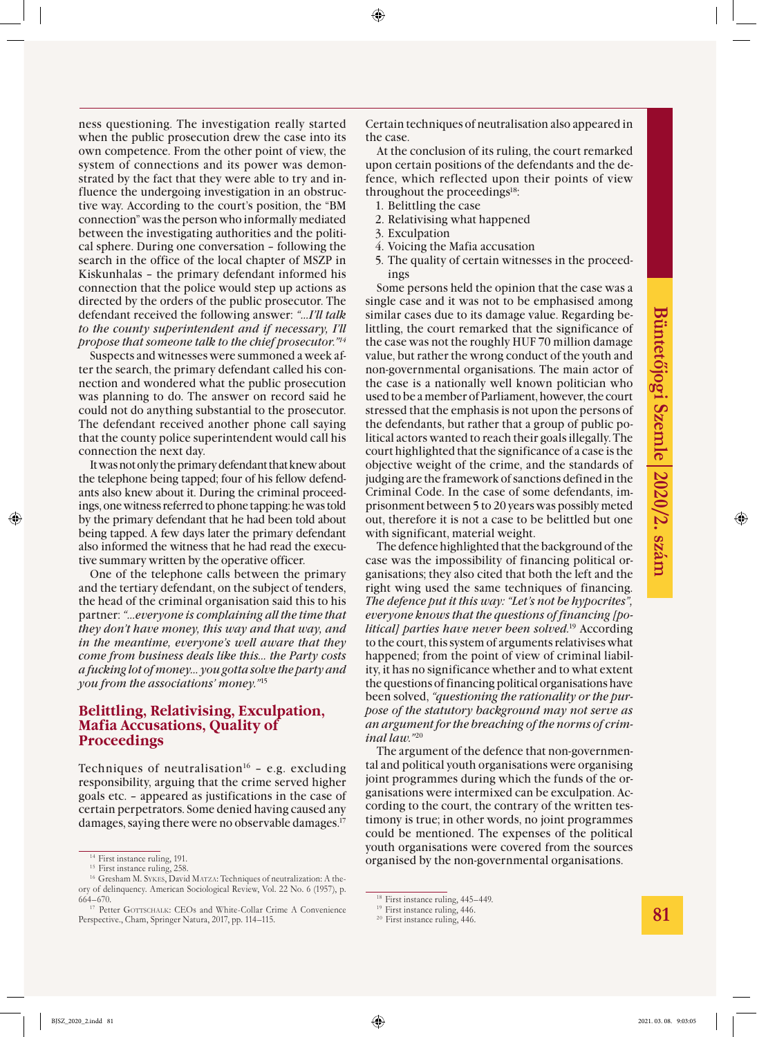ness questioning. The investigation really started when the public prosecution drew the case into its own competence. From the other point of view, the system of connections and its power was demonstrated by the fact that they were able to try and influence the undergoing investigation in an obstructive way. According to the court's position, the "BM connection" was the person who informally mediated between the investigating authorities and the political sphere. During one conversation – following the search in the office of the local chapter of MSZP in Kiskunhalas – the primary defendant informed his connection that the police would step up actions as directed by the orders of the public prosecutor. The defendant received the following answer: *"...I'll talk to the county superintendent and if necessary, I'll propose that someone talk to the chief prosecutor."*[14]

Suspects and witnesses were summoned a week after the search, the primary defendant called his connection and wondered what the public prosecution was planning to do. The answer on record said he could not do anything substantial to the prosecutor. The defendant received another phone call saying that the county police superintendent would call his connection the next day.

It was not only the primary defendant that knew about the telephone being tapped; four of his fellow defendants also knew about it. During the criminal proceedings, one witness referred to phone tapping: he was told by the primary defendant that he had been told about being tapped. A few days later the primary defendant also informed the witness that he had read the executive summary written by the operative officer.

One of the telephone calls between the primary and the tertiary defendant, on the subject of tenders, the head of the criminal organisation said this to his partner: *"...everyone is complaining all the time that they don't have money, this way and that way, and in the meantime, everyone's well aware that they come from business deals like this... the Party costs a fucking lot of money... you gotta solve the party and you from the associations' money."*[15]

## Belittling, Relativising, Exculpation, Mafia Accusations, Quality of Proceedings

Techniques of neutralisation[16] – e.g. excluding responsibility, arguing that the crime served higher goals etc. – appeared as justifications in the case of certain perpetrators. Some denied having caused any damages, saying there were no observable damages.[17] Certain techniques of neutralisation also appeared in the case.

At the conclusion of its ruling, the court remarked upon certain positions of the defendants and the defence, which reflected upon their points of view throughout the proceedings[18]:

1. Belittling the case
2. Relativising what happened
3. Exculpation
4. Voicing the Mafia accusation
5. The quality of certain witnesses in the proceedings

Some persons held the opinion that the case was a single case and it was not to be emphasised among similar cases due to its damage value. Regarding belittling, the court remarked that the significance of the case was not the roughly HUF 70 million damage value, but rather the wrong conduct of the youth and non-governmental organisations. The main actor of the case is a nationally well known politician who used to be a member of Parliament, however, the court stressed that the emphasis is not upon the persons of the defendants, but rather that a group of public political actors wanted to reach their goals illegally. The court highlighted that the significance of a case is the objective weight of the crime, and the standards of judging are the framework of sanctions defined in the Criminal Code. In the case of some defendants, imprisonment between 5 to 20 years was possibly meted out, therefore it is not a case to be belittled but one with significant, material weight.

The defence highlighted that the background of the case was the impossibility of financing political organisations; they also cited that both the left and the right wing used the same techniques of financing. *The defence put it this way: "Let's not be hypocrites", everyone knows that the questions of financing [political] parties have never been solved.*[19] According to the court, this system of arguments relativises what happened; from the point of view of criminal liability, it has no significance whether and to what extent the questions of financing political organisations have been solved, *"questioning the rationality or the purpose of the statutory background may not serve as an argument for the breaching of the norms of criminal law."*[20]

The argument of the defence that non-governmental and political youth organisations were organising joint programmes during which the funds of the organisations were intermixed can be exculpation. According to the court, the contrary of the written testimony is true; in other words, no joint programmes could be mentioned. The expenses of the political youth organisations were covered from the sources organised by the non-governmental organisations.

---

[14] First instance ruling, 191.

[15] First instance ruling, 258.

[16] Gresham M. Sykes, David Matza: Techniques of neutralization: A theory of delinquency. American Sociological Review, Vol. 22 No. 6 (1957), p. 664–670.

[17] Petter Gottschalk: CEOs and White-Collar Crime A Convenience Perspective., Cham, Springer Natura, 2017, pp. 114–115.

[18] First instance ruling, 445–449.

[19] First instance ruling, 446.

[20] First instance ruling, 446.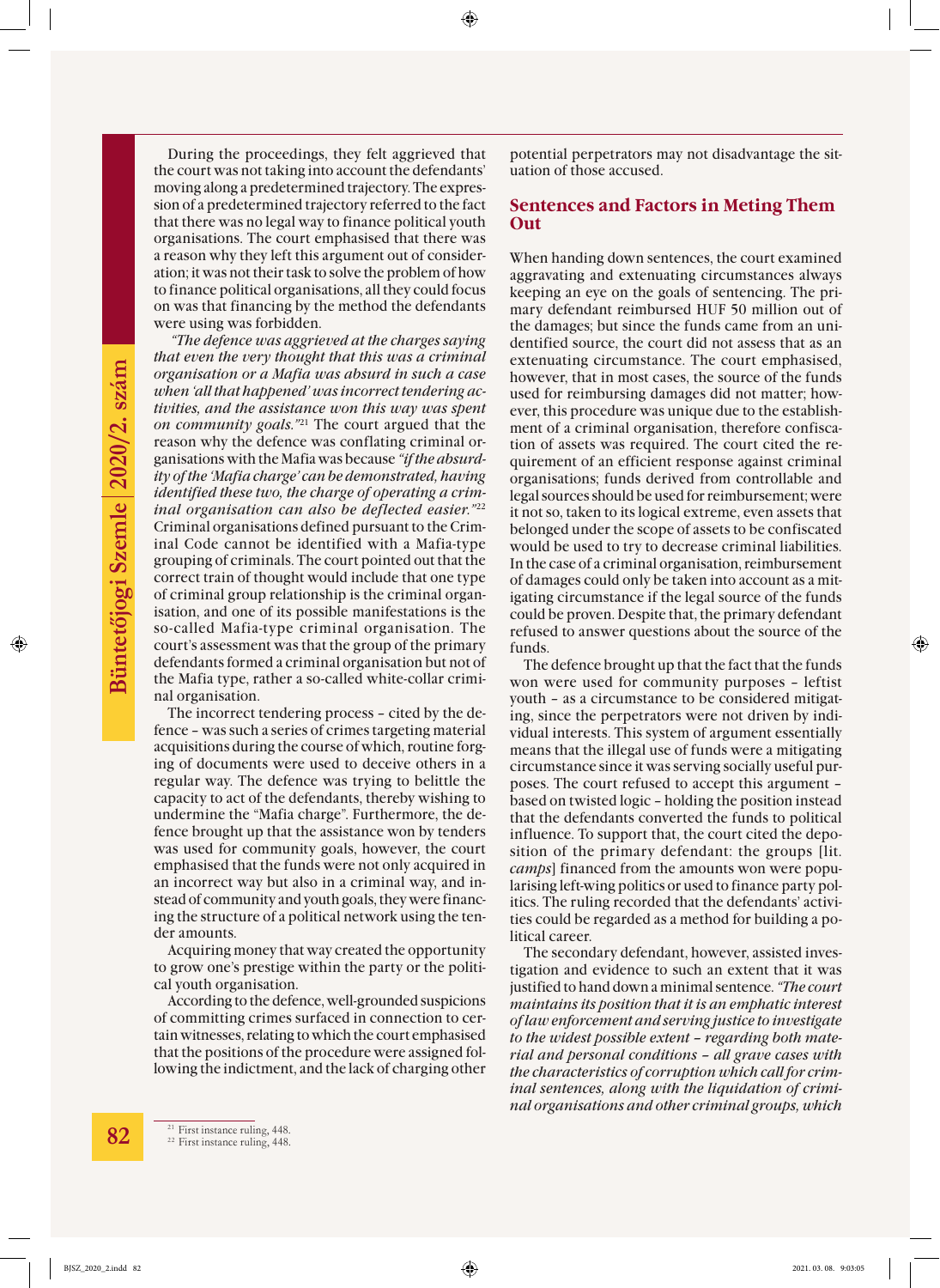During the proceedings, they felt aggrieved that the court was not taking into account the defendants' moving along a predetermined trajectory. The expression of a predetermined trajectory referred to the fact that there was no legal way to finance political youth organisations. The court emphasised that there was a reason why they left this argument out of consideration; it was not their task to solve the problem of how to finance political organisations, all they could focus on was that financing by the method the defendants were using was forbidden.

*"The defence was aggrieved at the charges saying that even the very thought that this was a criminal organisation or a Mafia was absurd in such a case when 'all that happened' was incorrect tendering activities, and the assistance won this way was spent on community goals."*[21] The court argued that the reason why the defence was conflating criminal organisations with the Mafia was because *"if the absurdity of the 'Mafia charge' can be demonstrated, having identified these two, the charge of operating a criminal organisation can also be deflected easier."*[22] Criminal organisations defined pursuant to the Criminal Code cannot be identified with a Mafia-type grouping of criminals. The court pointed out that the correct train of thought would include that one type of criminal group relationship is the criminal organisation, and one of its possible manifestations is the so-called Mafia-type criminal organisation. The court's assessment was that the group of the primary defendants formed a criminal organisation but not of the Mafia type, rather a so-called white-collar criminal organisation.

The incorrect tendering process – cited by the defence – was as such a series of crimes targeting material acquisitions during the course of which, routine forging of documents were used to deceive others in a regular way. The defence was trying to belittle the capacity to act of the defendants, thereby wishing to undermine the "Mafia charge". Furthermore, the defence brought up that the assistance won by tenders was used for community goals, however, the court emphasised that the funds were not only acquired in an incorrect way but also in a criminal way, and instead of community and youth goals, they were financing the structure of a political network using the tender amounts.

Acquiring money that way created the opportunity to grow one's prestige within the party or the political youth organisation.

According to the defence, well-grounded suspicions of committing crimes surfaced in connection to certain witnesses, relating to which the court emphasised that the positions of the procedure were assigned following the indictment, and the lack of charging other potential perpetrators may not disadvantage the situation of those accused.

## Sentences and Factors in Meting Them Out

When handing down sentences, the court examined aggravating and extenuating circumstances always keeping an eye on the goals of sentencing. The primary defendant reimbursed HUF 50 million out of the damages; but since the funds came from an unidentified source, the court did not assess that as an extenuating circumstance. The court emphasised, however, that in most cases, the source of the funds used for reimbursing damages did not matter; however, this procedure was unique due to the establishment of a criminal organisation, therefore confiscation of assets was required. The court cited the requirement of an efficient response against criminal organisations; funds derived from controllable and legal sources should be used for reimbursement; were it not so, taken to its logical extreme, even assets that belonged under the scope of assets to be confiscated would be used to try to decrease criminal liabilities. In the case of a criminal organisation, reimbursement of damages could only be taken into account as a mitigating circumstance if the legal source of the funds could be proven. Despite that, the primary defendant refused to answer questions about the source of the funds.

The defence brought up that the fact that the funds won were used for community purposes – leftist youth – as a circumstance to be considered mitigating, since the perpetrators were not driven by individual interests. This system of argument essentially means that the illegal use of funds were a mitigating circumstance since it was serving socially useful purposes. The court refused to accept this argument – based on twisted logic – holding the position instead that the defendants converted the funds to political influence. To support that, the court cited the deposition of the primary defendant: the groups [lit. *camps*] financed from the amounts won were popularising left-wing politics or used to finance party politics. The ruling recorded that the defendants' activities could be regarded as a method for building a political career.

The secondary defendant, however, assisted investigation and evidence to such an extent that it was justified to hand down a minimal sentence. *"The court maintains its position that it is an emphatic interest of law enforcement and serving justice to investigate to the widest possible extent – regarding both material and personal conditions – all grave cases with the characteristics of corruption which call for criminal sentences, along with the liquidation of criminal organisations and other criminal groups, which*

[21] First instance ruling, 448.
[22] First instance ruling, 448.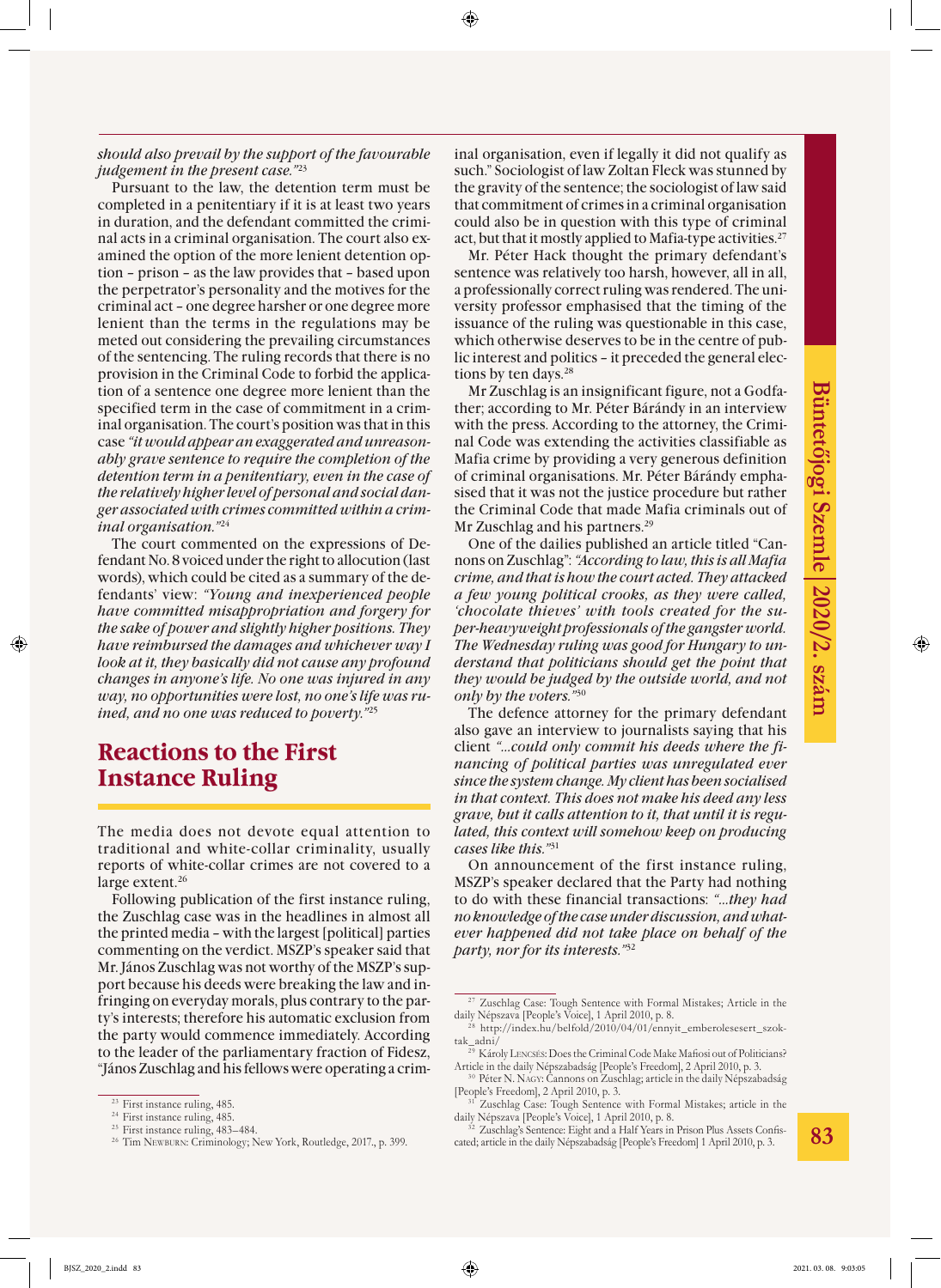*should also prevail by the support of the favourable judgement in the present case."*[23]

Pursuant to the law, the detention term must be completed in a penitentiary if it is at least two years in duration, and the defendant committed the criminal acts in a criminal organisation. The court also examined the option of the more lenient detention option – prison – as the law provides that – based upon the perpetrator's personality and the motives for the criminal act – one degree harsher or one degree more lenient than the terms in the regulations may be meted out considering the prevailing circumstances of the sentencing. The ruling records that there is no provision in the Criminal Code to forbid the application of a sentence one degree more lenient than the specified term in the case of commitment in a criminal organisation. The court's position was that in this case *"it would appear an exaggerated and unreasonably grave sentence to require the completion of the detention term in a penitentiary, even in the case of the relatively higher level of personal and social danger associated with crimes committed within a criminal organisation."*[24]

The court commented on the expressions of Defendant No. 8 voiced under the right to allocation (last words), which could be cited as a summary of the defendants' view: *"Young and inexperienced people have committed misappropriation and forgery for the sake of power and slightly higher positions. They have reimbursed the damages and whichever way I look at it, they basically did not cause any profound changes in anyone's life. No one was injured in any way, no opportunities were lost, no one's life was ruined, and no one was reduced to poverty."*[25]

## Reactions to the First Instance Ruling

The media does not devote equal attention to traditional and white-collar criminality, usually reports of white-collar crimes are not covered to a large extent.[26]

Following publication of the first instance ruling, the Zuschlag case was in the headlines in almost all the printed media – with the largest [political] parties commenting on the verdict. MSZP's speaker said that Mr. János Zuschlag was not worthy of the MSZP's support because his deeds were breaking the law and infringing on everyday morals, plus contrary to the party's interests; therefore his automatic exclusion from the party would commence immediately. According to the leader of the parliamentary fraction of Fidesz, "János Zuschlag and his fellows were operating a criminal organisation, even if legally it did not qualify as such." Sociologist of law Zoltan Fleck was stunned by the gravity of the sentence; the sociologist of law said that commitment of crimes in a criminal organisation could also be in question with this type of criminal act, but that it mostly applied to Mafia-type activities.[27]

Mr. Péter Hack thought the primary defendant's sentence was relatively too harsh, however, all in all, a professionally correct ruling was rendered. The university professor emphasised that the timing of the issuance of the ruling was questionable in this case, which otherwise deserves to be in the centre of public interest and politics – it preceded the general elections by ten days.[28]

Mr Zuschlag is an insignificant figure, not a Godfather; according to Mr. Péter Bárándy in an interview with the press. According to the attorney, the Criminal Code was extending the activities classifiable as Mafia crime by providing a very generous definition of criminal organisations. Mr. Péter Bárándy emphasised that it was not the justice procedure but rather the Criminal Code that made Mafia criminals out of Mr Zuschlag and his partners.[29]

One of the dailies published an article titled "Cannons on Zuschlag": *"According to law, this is all Mafia crime, and that is how the court acted. They attacked a few young political crooks, as they were called, 'chocolate thieves' with tools created for the super-heavyweight professionals of the gangster world. The Wednesday ruling was good for Hungary to understand that politicians should get the point that they would be judged by the outside world, and not only by the voters."*[30]

The defence attorney for the primary defendant also gave an interview to journalists saying that his client *"...could only commit his deeds where the financing of political parties was unregulated ever since the system change. My client has been socialised in that context. This does not make his deed any less grave, but it calls attention to it, that until it is regulated, this context will somehow keep on producing cases like this."*[31]

On announcement of the first instance ruling, MSZP's speaker declared that the Party had nothing to do with these financial transactions: *"...they had no knowledge of the case under discussion, and whatever happened did not take place on behalf of the party, nor for its interests."*[32]

---

[23] First instance ruling, 485.

[24] First instance ruling, 485.

[25] First instance ruling, 483–484.

[26] Tim Newburn: Criminology; New York, Routledge, 2017., p. 399.

[27] Zuschlag Case: Tough Sentence with Formal Mistakes; Article in the daily Népszava [People's Voice], 1 April 2010, p. 8.

[28] http://index.hu/belfold/2010/04/01/ennyit_emberolesesert_szoktak_adni/

[29] Károly Lencsés: Does the Criminal Code Make Mafiosi out of Politicians? Article in the daily Népszabadság [People's Freedom], 2 April 2010, p. 3.

[30] Péter N. Nagy: Cannons on Zuschlag; article in the daily Népszabadság [People's Freedom], 2 April 2010, p. 3.

[31] Zuschlag Case: Tough Sentence with Formal Mistakes; article in the daily Népszava [People's Voice], 1 April 2010, p. 8.

[32] Zuschlag's Sentence: Eight and a Half Years in Prison Plus Assets Confiscated; article in the daily Népszabadság [People's Freedom] 1 April 2010, p. 3.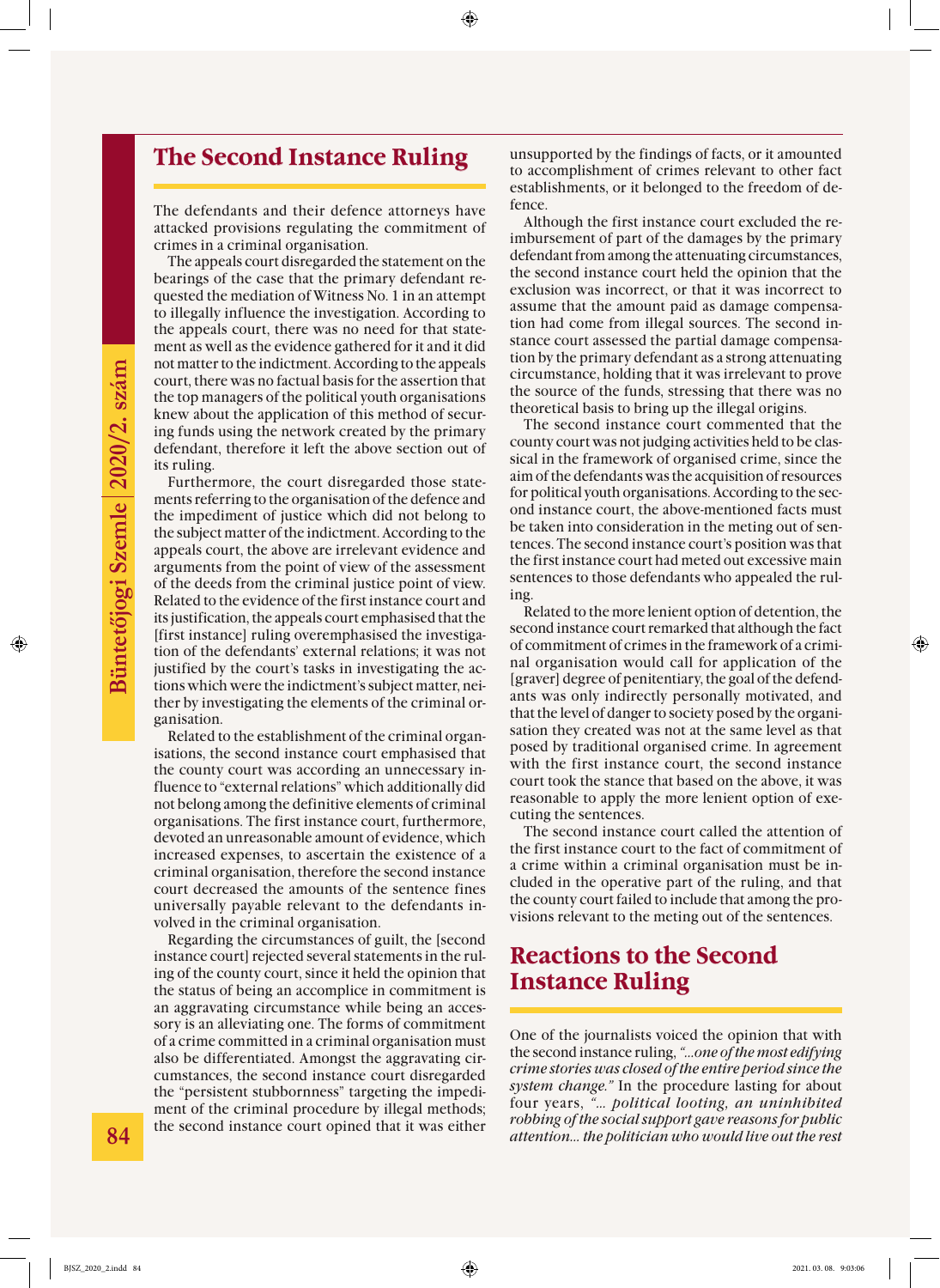## The Second Instance Ruling

The defendants and their defence attorneys have attacked provisions regulating the commitment of crimes in a criminal organisation.

The appeals court disregarded the statement on the bearings of the case that the primary defendant requested the mediation of Witness No. 1 in an attempt to illegally influence the investigation. According to the appeals court, there was no need for that statement as well as the evidence gathered for it and it did not matter to the indictment. According to the appeals court, there was no factual basis for the assertion that the top managers of the political youth organisations knew about the application of this method of securing funds using the network created by the primary defendant, therefore it left the above section out of its ruling.

Furthermore, the court disregarded those statements referring to the organisation of the defence and the impediment of justice which did not belong to the subject matter of the indictment. According to the appeals court, the above are irrelevant evidence and arguments from the point of view of the assessment of the deeds from the criminal justice point of view. Related to the evidence of the first instance court and its justification, the appeals court emphasised that the [first instance] ruling overemphasised the investigation of the defendants' external relations; it was not justified by the court's tasks in investigating the actions which were the indictment's subject matter, neither by investigating the elements of the criminal organisation.

Related to the establishment of the criminal organisations, the second instance court emphasised that the county court was according an unnecessary influence to "external relations" which additionally did not belong among the definitive elements of criminal organisations. The first instance court, furthermore, devoted an unreasonable amount of evidence, which increased expenses, to ascertain the existence of a criminal organisation, therefore the second instance court decreased the amounts of the sentence fines universally payable relevant to the defendants involved in the criminal organisation.

Regarding the circumstances of guilt, the [second instance court] rejected several statements in the ruling of the county court, since it held the opinion that the status of being an accomplice in commitment is an aggravating circumstance while being an accessory is an alleviating one. The forms of commitment of a crime committed in a criminal organisation must also be differentiated. Amongst the aggravating circumstances, the second instance court disregarded the "persistent stubbornness" targeting the impediment of the criminal procedure by illegal methods; the second instance court opined that it was either unsupported by the findings of facts, or it amounted to accomplishment of crimes relevant to other fact establishments, or it belonged to the freedom of defence.

Although the first instance court excluded the reimbursement of part of the damages by the primary defendant from among the attenuating circumstances, the second instance court held the opinion that the exclusion was incorrect, or that it was incorrect to assume that the amount paid as damage compensation had come from illegal sources. The second instance court assessed the partial damage compensation by the primary defendant as a strong attenuating circumstance, holding that it was irrelevant to prove the source of the funds, stressing that there was no theoretical basis to bring up the illegal origins.

The second instance court commented that the county court was not judging activities held to be classical in the framework of organised crime, since the aim of the defendants was the acquisition of resources for political youth organisations. According to the second instance court, the above-mentioned facts must be taken into consideration in the meting out of sentences. The second instance court's position was that the first instance court had meted out excessive main sentences to those defendants who appealed the ruling.

Related to the more lenient option of detention, the second instance court remarked that although the fact of commitment of crimes in the framework of a criminal organisation would call for application of the [graver] degree of penitentiary, the goal of the defendants was only indirectly personally motivated, and that the level of danger to society posed by the organisation they created was not at the same level as that posed by traditional organised crime. In agreement with the first instance court, the second instance court took the stance that based on the above, it was reasonable to apply the more lenient option of executing the sentences.

The second instance court called the attention of the first instance court to the fact of commitment of a crime within a criminal organisation must be included in the operative part of the ruling, and that the county court failed to include that among the provisions relevant to the meting out of the sentences.

## Reactions to the Second Instance Ruling

One of the journalists voiced the opinion that with the second instance ruling, *"…one of the most edifying crime stories was closed of the entire period since the system change."* In the procedure lasting for about four years, *"… political looting, an uninhibited robbing of the social support gave reasons for public attention… the politician who would live out the rest*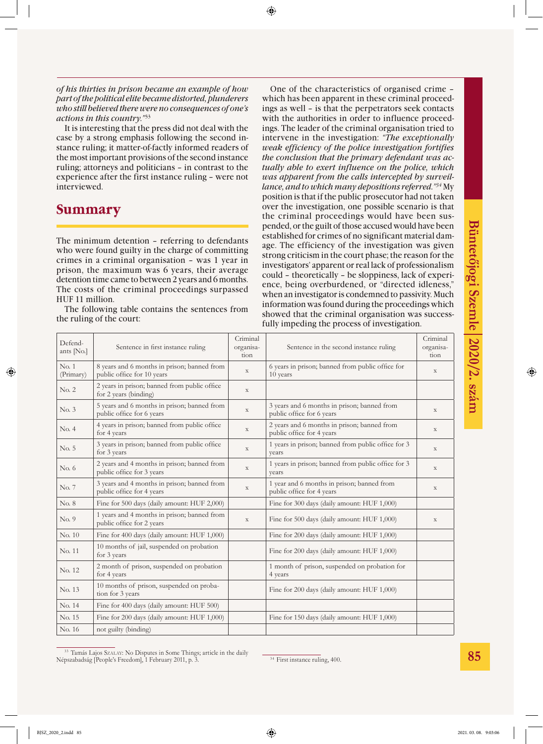*of his thirties in prison became an example of how part of the political elite became distorted, plunderers who still believed there were no consequences of one's actions in this country."*[33]

It is interesting that the press did not deal with the case by a strong emphasis following the second instance ruling; it matter-of-factly informed readers of the most important provisions of the second instance ruling; attorneys and politicians – in contrast to the experience after the first instance ruling – were not interviewed.

## Summary

The minimum detention – referring to defendants who were found guilty in the charge of committing crimes in a criminal organisation – was 1 year in prison, the maximum was 6 years, their average detention time came to between 2 years and 6 months. The costs of the criminal proceedings surpassed HUF 11 million.

The following table contains the sentences from the ruling of the court:

One of the characteristics of organised crime – which has been apparent in these criminal proceedings as well – is that the perpetrators seek contacts with the authorities in order to influence proceedings. The leader of the criminal organisation tried to intervene in the investigation: *"The exceptionally weak efficiency of the police investigation fortifies the conclusion that the primary defendant was actually able to exert influence on the police, which was apparent from the calls intercepted by surveillance, and to which many depositions referred."*[34] My position is that if the public prosecutor had not taken over the investigation, one possible scenario is that the criminal proceedings would have been suspended, or the guilt of those accused would have been established for crimes of no significant material damage. The efficiency of the investigation was given strong criticism in the court phase; the reason for the investigators' apparent or real lack of professionalism could – theoretically – be sloppiness, lack of experience, being overburdened, or "directed idleness," when an investigator is condemned to passivity. Much information was found during the proceedings which showed that the criminal organisation was successfully impeding the process of investigation.

| Defendants [No.] | Sentence in first instance ruling | Criminal organisation | Sentence in the second instance ruling | Criminal organisation |
|---|---|---|---|---|
| No. 1 (Primary) | 8 years and 6 months in prison; banned from public office for 10 years | x | 6 years in prison; banned from public office for 10 years | x |
| No. 2 | 2 years in prison; banned from public office for 2 years (binding) | x | | |
| No. 3 | 5 years and 6 months in prison; banned from public office for 6 years | x | 3 years and 6 months in prison; banned from public office for 6 years | x |
| No. 4 | 4 years in prison; banned from public office for 4 years | x | 2 years and 6 months in prison; banned from public office for 4 years | x |
| No. 5 | 3 years in prison; banned from public office for 3 years | x | 1 years in prison; banned from public office for 3 years | x |
| No. 6 | 2 years and 4 months in prison; banned from public office for 3 years | x | 1 years in prison; banned from public office for 3 years | x |
| No. 7 | 3 years and 4 months in prison; banned from public office for 4 years | x | 1 year and 6 months in prison; banned from public office for 4 years | x |
| No. 8 | Fine for 500 days (daily amount: HUF 2,000) | | Fine for 300 days (daily amount: HUF 1,000) | |
| No. 9 | 1 years and 4 months in prison; banned from public office for 2 years | x | Fine for 500 days (daily amount: HUF 1,000) | x |
| No. 10 | Fine for 400 days (daily amount: HUF 1,000) | | Fine for 200 days (daily amount: HUF 1,000) | |
| No. 11 | 10 months of jail, suspended on probation for 3 years | | Fine for 200 days (daily amount: HUF 1,000) | |
| No. 12 | 2 month of prison, suspended on probation for 4 years | | 1 month of prison, suspended on probation for 4 years | |
| No. 13 | 10 months of prison, suspended on probation for 3 years | | Fine for 200 days (daily amount: HUF 1,000) | |
| No. 14 | Fine for 400 days (daily amount: HUF 500) | | | |
| No. 15 | Fine for 200 days (daily amount: HUF 1,000) | | Fine for 150 days (daily amount: HUF 1,000) | |
| No. 16 | not guilty (binding) | | | |

[33] Tamás Lajos Szalay: No Disputes in Some Things; article in the daily Népszabadság [People's Freedom], 1 February 2011, p. 3.

[34] First instance ruling, 400.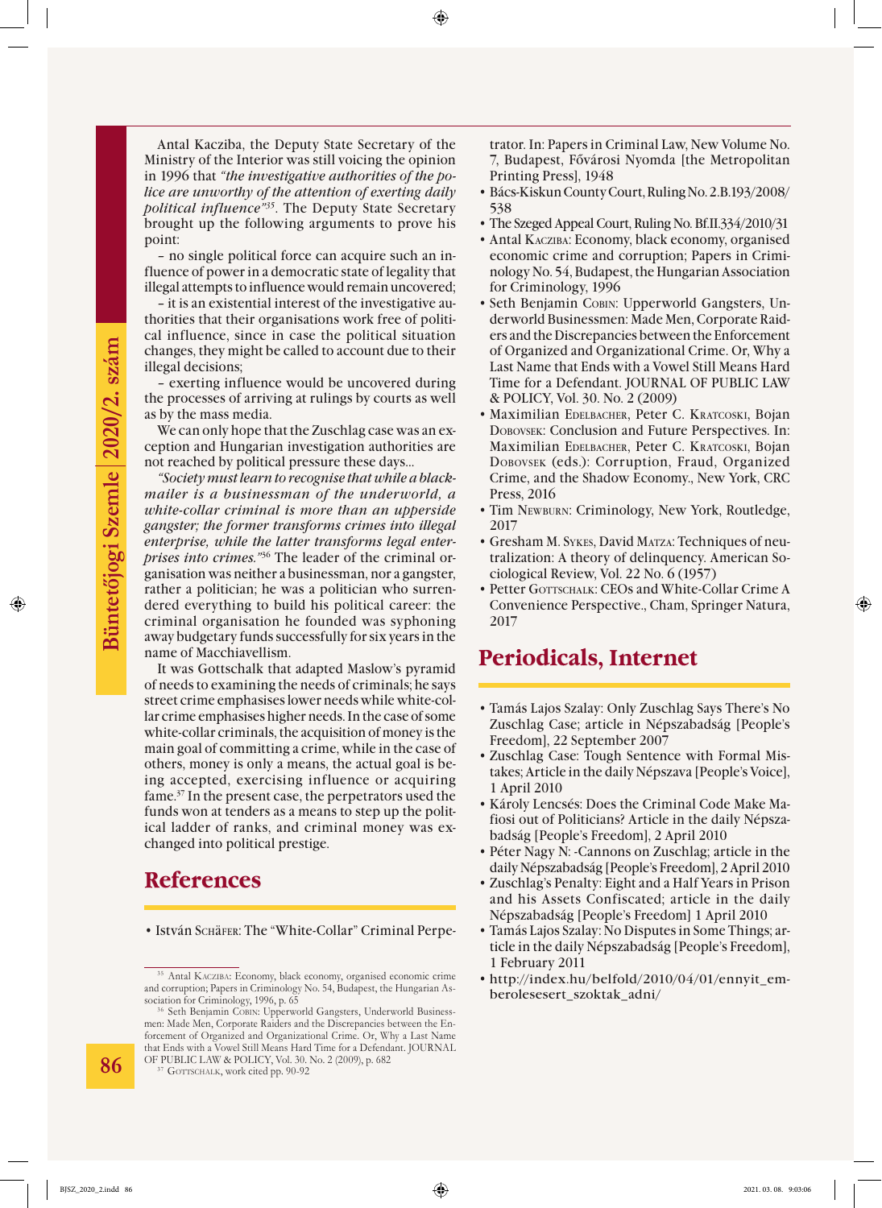Antal Kacziba, the Deputy State Secretary of the Ministry of the Interior was still voicing the opinion in 1996 that *"the investigative authorities of the police are unworthy of the attention of exerting daily political influence"*[35]. The Deputy State Secretary brought up the following arguments to prove his point:

– no single political force can acquire such an influence of power in a democratic state of legality that illegal attempts to influence would remain uncovered;

– it is an existential interest of the investigative authorities that their organisations work free of political influence, since in case the political situation changes, they might be called to account due to their illegal decisions;

– exerting influence would be uncovered during the processes of arriving at rulings by courts as well as by the mass media.

We can only hope that the Zuschlag case was an exception and Hungarian investigation authorities are not reached by political pressure these days...

*"Society must learn to recognise that while a blackmailer is a businessman of the underworld, a white-collar criminal is more than an upperside gangster; the former transforms crimes into illegal enterprise, while the latter transforms legal enterprises into crimes."*[36] The leader of the criminal organisation was neither a businessman, nor a gangster, rather a politician; he was a politician who surrendered everything to build his political career: the criminal organisation he founded was syphoning away budgetary funds successfully for six years in the name of Macchiavellism.

It was Gottschalk that adapted Maslow's pyramid of needs to examining the needs of criminals; he says street crime emphasises lower needs while white-collar crime emphasises higher needs. In the case of some white-collar criminals, the acquisition of money is the main goal of committing a crime, while in the case of others, money is only a means, the actual goal is being accepted, exercising influence or acquiring fame.[37] In the present case, the perpetrators used the funds won at tenders as a means to step up the political ladder of ranks, and criminal money was exchanged into political prestige.

## References

- István Schäfer: The "White-Collar" Criminal Perpetrator. In: Papers in Criminal Law, New Volume No. 7, Budapest, Fővárosi Nyomda [the Metropolitan Printing Press], 1948
- Bács-Kiskun County Court, Ruling No. 2.B.193/2008/538
- The Szeged Appeal Court, Ruling No. Bf.II.334/2010/31
- Antal Kacziba: Economy, black economy, organised economic crime and corruption; Papers in Criminology No. 54, Budapest, the Hungarian Association for Criminology, 1996
- Seth Benjamin Cobin: Upperworld Gangsters, Underworld Businessmen: Made Men, Corporate Raiders and the Discrepancies between the Enforcement of Organized and Organizational Crime. Or, Why a Last Name that Ends with a Vowel Still Means Hard Time for a Defendant. JOURNAL OF PUBLIC LAW & POLICY, Vol. 30. No. 2 (2009)
- Maximilian Edelbacher, Peter C. Kratcoski, Bojan Dobovsek: Conclusion and Future Perspectives. In: Maximilian Edelbacher, Peter C. Kratcoski, Bojan Dobovsek (eds.): Corruption, Fraud, Organized Crime, and the Shadow Economy., New York, CRC Press, 2016
- Tim Newburn: Criminology, New York, Routledge, 2017
- Gresham M. Sykes, David Matza: Techniques of neutralization: A theory of delinquency. American Sociological Review, Vol. 22 No. 6 (1957)
- Petter Gottschalk: CEOs and White-Collar Crime A Convenience Perspective., Cham, Springer Natura, 2017

## Periodicals, Internet

- Tamás Lajos Szalay: Only Zuschlag Says There's No Zuschlag Case; article in Népszabadság [People's Freedom], 22 September 2007
- Zuschlag Case: Tough Sentence with Formal Mistakes; Article in the daily Népszava [People's Voice], 1 April 2010
- Károly Lencsés: Does the Criminal Code Make Mafiosi out of Politicians? Article in the daily Népszabadság [People's Freedom], 2 April 2010
- Péter Nagy N: -Cannons on Zuschlag; article in the daily Népszabadság [People's Freedom], 2 April 2010
- Zuschlag's Penalty: Eight and a Half Years in Prison and his Assets Confiscated; article in the daily Népszabadság [People's Freedom] 1 April 2010
- Tamás Lajos Szalay: No Disputes in Some Things; article in the daily Népszabadság [People's Freedom], 1 February 2011
- http://index.hu/belfold/2010/04/01/ennyit_emberolesesert_szoktak_adni/

---

[35] Antal Kacziba: Economy, black economy, organised economic crime and corruption; Papers in Criminology No. 54, Budapest, the Hungarian Association for Criminology, 1996, p. 65

[36] Seth Benjamin Cobin: Upperworld Gangsters, Underworld Businessmen: Made Men, Corporate Raiders and the Discrepancies between the Enforcement of Organized and Organizational Crime. Or, Why a Last Name that Ends with a Vowel Still Means Hard Time for a Defendant. JOURNAL OF PUBLIC LAW & POLICY, Vol. 30. No. 2 (2009), p. 682

[37] Gottschalk, work cited pp. 90-92